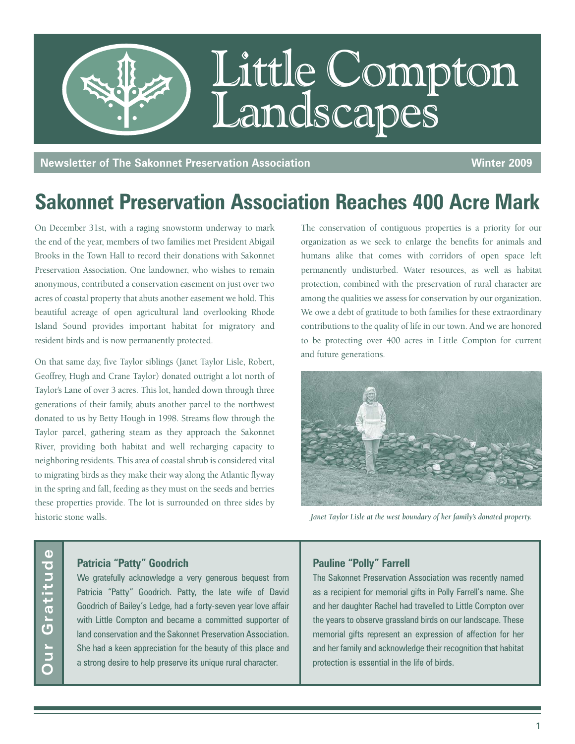# Little Compton Landscapes

**Newsletter of The Sakonnet Preservation Association** — **Winter 2009**

## Sakonnet Preservation Association Reaches 400 Acre Mark

On December 31st, with a raging snowstorm underway to mark the end of the year, members of two families met President Abigail Brooks in the Town Hall to record their donations with Sakonnet Preservation Association. One landowner, who wishes to remain anonymous, contributed a conservation easement on just over two acres of coastal property that abuts another easement we hold. This beautiful acreage of open agricultural land overlooking Rhode Island Sound provides important habitat for migratory and resident birds and is now permanently protected.

On that same day, five Taylor siblings (Janet Taylor Lisle, Robert, Geoffrey, Hugh and Crane Taylor) donated outright a lot north of Taylor's Lane of over 3 acres. This lot, handed down through three generations of their family, abuts another parcel to the northwest donated to us by Betty Hough in 1998. Streams flow through the Taylor parcel, gathering steam as they approach the Sakonnet River, providing both habitat and well recharging capacity to neighboring residents. This area of coastal shrub is considered vital to migrating birds as they make their way along the Atlantic flyway in the spring and fall, feeding as they must on the seeds and berries these properties provide. The lot is surrounded on three sides by historic stone walls.

The conservation of contiguous properties is a priority for our organization as we seek to enlarge the benefits for animals and humans alike that comes with corridors of open space left permanently undisturbed. Water resources, as well as habitat protection, combined with the preservation of rural character are among the qualities we assess for conservation by our organization. We owe a debt of gratitude to both families for these extraordinary contributions to the quality of life in our town. And we are honored to be protecting over 400 acres in Little Compton for current and future generations.

*Janet Taylor Lisle at the west boundary of her family's donated property.*

## Our Gratitude

### Patricia "Patty" Goodrich

We gratefully acknowledge a very generous bequest from Patricia "Patty" Goodrich. Patty, the late wife of David Goodrich of Bailey's Ledge, had a forty-seven year love affair with Little Compton and became a committed supporter of land conservation and the Sakonnet Preservation Association. She had a keen appreciation for the beauty of this place and a strong desire to help preserve its unique rural character.

### Pauline "Polly" Farrell

The Sakonnet Preservation Association was recently named as a recipient for memorial gifts in Polly Farrell's name. She and her daughter Rachel had travelled to Little Compton over the years to observe grassland birds on our landscape. These memorial gifts represent an expression of affection for her and her family and acknowledge their recognition that habitat protection is essential in the life of birds.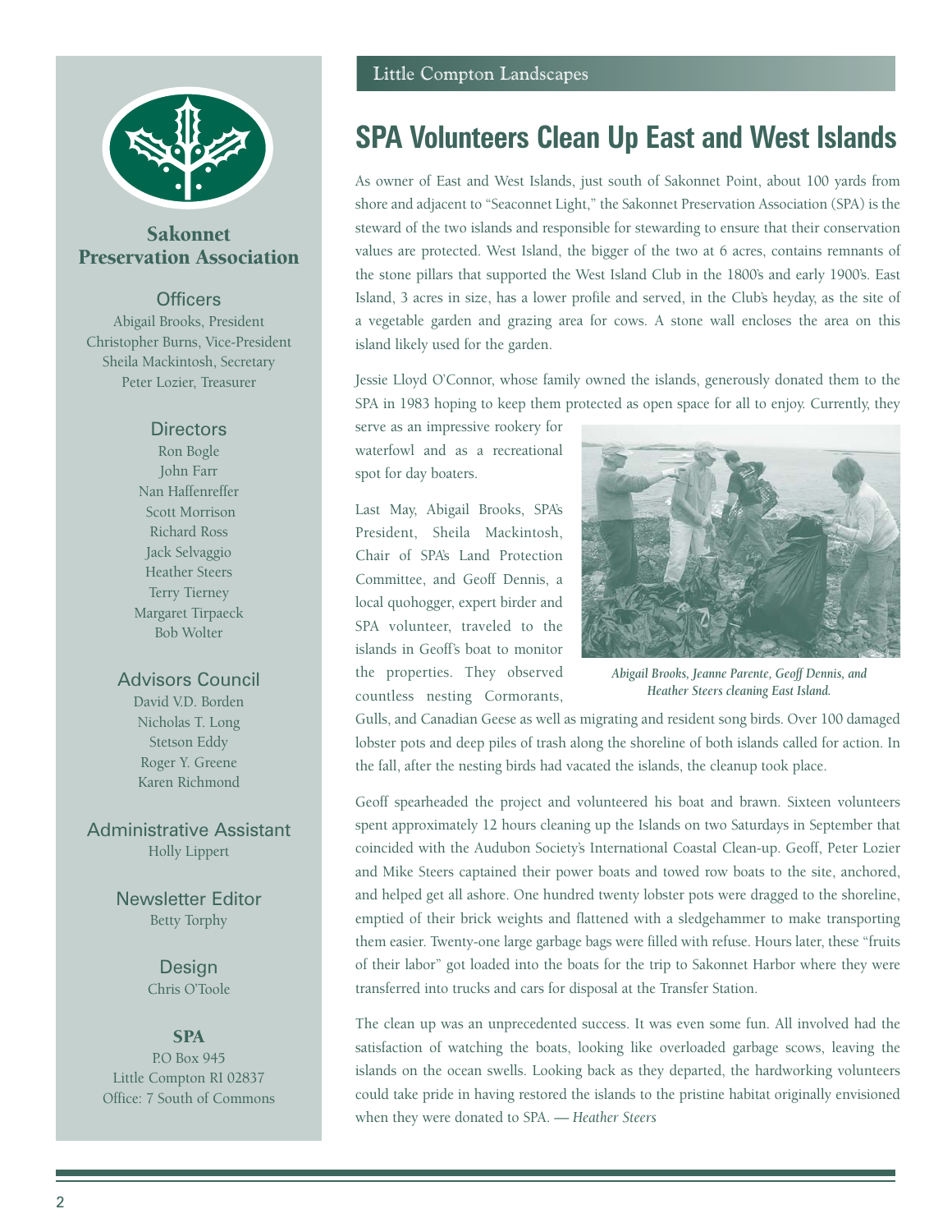## Sakonnet Preservation Association

### Officers

Abigail Brooks, President
Christopher Burns, Vice-President
Sheila Mackintosh, Secretary
Peter Lozier, Treasurer

### Directors

Ron Bogle
John Farr
Nan Haffenreffer
Scott Morrison
Richard Ross
Jack Selvaggio
Heather Steers
Terry Tierney
Margaret Tirpaeck
Bob Wolter

### Advisors Council

David V.D. Borden
Nicholas T. Long
Stetson Eddy
Roger Y. Greene
Karen Richmond

### Administrative Assistant

Holly Lippert

### Newsletter Editor

Betty Torphy

### Design

Chris O'Toole

### SPA

P.O Box 945
Little Compton RI 02837
Office: 7 South of Commons

Little Compton Landscapes

# SPA Volunteers Clean Up East and West Islands

As owner of East and West Islands, just south of Sakonnet Point, about 100 yards from shore and adjacent to "Seaconnet Light," the Sakonnet Preservation Association (SPA) is the steward of the two islands and responsible for stewarding to ensure that their conservation values are protected. West Island, the bigger of the two at 6 acres, contains remnants of the stone pillars that supported the West Island Club in the 1800's and early 1900's. East Island, 3 acres in size, has a lower profile and served, in the Club's heyday, as the site of a vegetable garden and grazing area for cows. A stone wall encloses the area on this island likely used for the garden.

Jessie Lloyd O'Connor, whose family owned the islands, generously donated them to the SPA in 1983 hoping to keep them protected as open space for all to enjoy. Currently, they serve as an impressive rookery for waterfowl and as a recreational spot for day boaters.

Last May, Abigail Brooks, SPA's President, Sheila Mackintosh, Chair of SPA's Land Protection Committee, and Geoff Dennis, a local quohogger, expert birder and SPA volunteer, traveled to the islands in Geoff's boat to monitor the properties. They observed countless nesting Cormorants, Gulls, and Canadian Geese as well as migrating and resident song birds. Over 100 damaged lobster pots and deep piles of trash along the shoreline of both islands called for action. In the fall, after the nesting birds had vacated the islands, the cleanup took place.

*Abigail Brooks, Jeanne Parente, Geoff Dennis, and Heather Steers cleaning East Island.*

Geoff spearheaded the project and volunteered his boat and brawn. Sixteen volunteers spent approximately 12 hours cleaning up the Islands on two Saturdays in September that coincided with the Audubon Society's International Coastal Clean-up. Geoff, Peter Lozier and Mike Steers captained their power boats and towed row boats to the site, anchored, and helped get all ashore. One hundred twenty lobster pots were dragged to the shoreline, emptied of their brick weights and flattened with a sledgehammer to make transporting them easier. Twenty-one large garbage bags were filled with refuse. Hours later, these "fruits of their labor" got loaded into the boats for the trip to Sakonnet Harbor where they were transferred into trucks and cars for disposal at the Transfer Station.

The clean up was an unprecedented success. It was even some fun. All involved had the satisfaction of watching the boats, looking like overloaded garbage scows, leaving the islands on the ocean swells. Looking back as they departed, the hardworking volunteers could take pride in having restored the islands to the pristine habitat originally envisioned when they were donated to SPA. — *Heather Steers*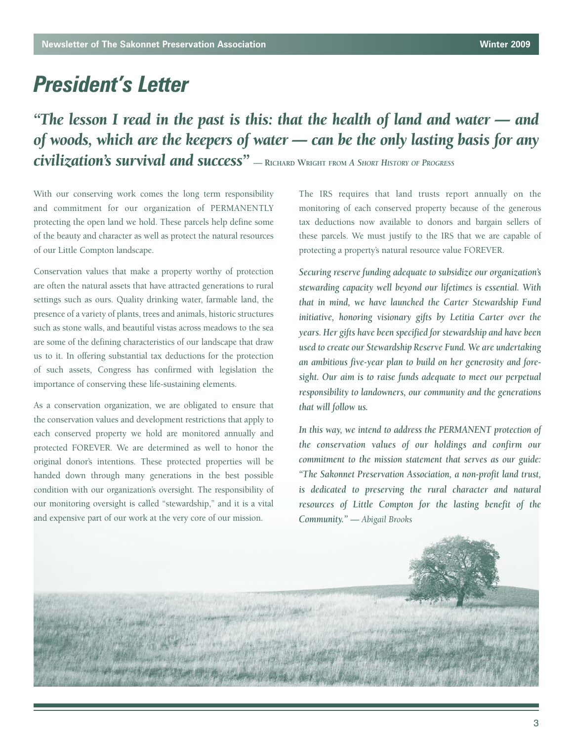# President's Letter

*"The lesson I read in the past is this: that the health of land and water — and of woods, which are the keepers of water — can be the only lasting basis for any civilization's survival and success"* — Richard Wright from *A Short History of Progress*

With our conserving work comes the long term responsibility and commitment for our organization of PERMANENTLY protecting the open land we hold. These parcels help define some of the beauty and character as well as protect the natural resources of our Little Compton landscape.

Conservation values that make a property worthy of protection are often the natural assets that have attracted generations to rural settings such as ours. Quality drinking water, farmable land, the presence of a variety of plants, trees and animals, historic structures such as stone walls, and beautiful vistas across meadows to the sea are some of the defining characteristics of our landscape that draw us to it. In offering substantial tax deductions for the protection of such assets, Congress has confirmed with legislation the importance of conserving these life-sustaining elements.

As a conservation organization, we are obligated to ensure that the conservation values and development restrictions that apply to each conserved property we hold are monitored annually and protected FOREVER. We are determined as well to honor the original donor's intentions. These protected properties will be handed down through many generations in the best possible condition with our organization's oversight. The responsibility of our monitoring oversight is called "stewardship," and it is a vital and expensive part of our work at the very core of our mission.

The IRS requires that land trusts report annually on the monitoring of each conserved property because of the generous tax deductions now available to donors and bargain sellers of these parcels. We must justify to the IRS that we are capable of protecting a property's natural resource value FOREVER.

*Securing reserve funding adequate to subsidize our organization's stewarding capacity well beyond our lifetimes is essential. With that in mind, we have launched the Carter Stewardship Fund initiative, honoring visionary gifts by Letitia Carter over the years. Her gifts have been specified for stewardship and have been used to create our Stewardship Reserve Fund. We are undertaking an ambitious five-year plan to build on her generosity and foresight. Our aim is to raise funds adequate to meet our perpetual responsibility to landowners, our community and the generations that will follow us.*

*In this way, we intend to address the PERMANENT protection of the conservation values of our holdings and confirm our commitment to the mission statement that serves as our guide: "The Sakonnet Preservation Association, a non-profit land trust, is dedicated to preserving the rural character and natural resources of Little Compton for the lasting benefit of the Community." — Abigail Brooks*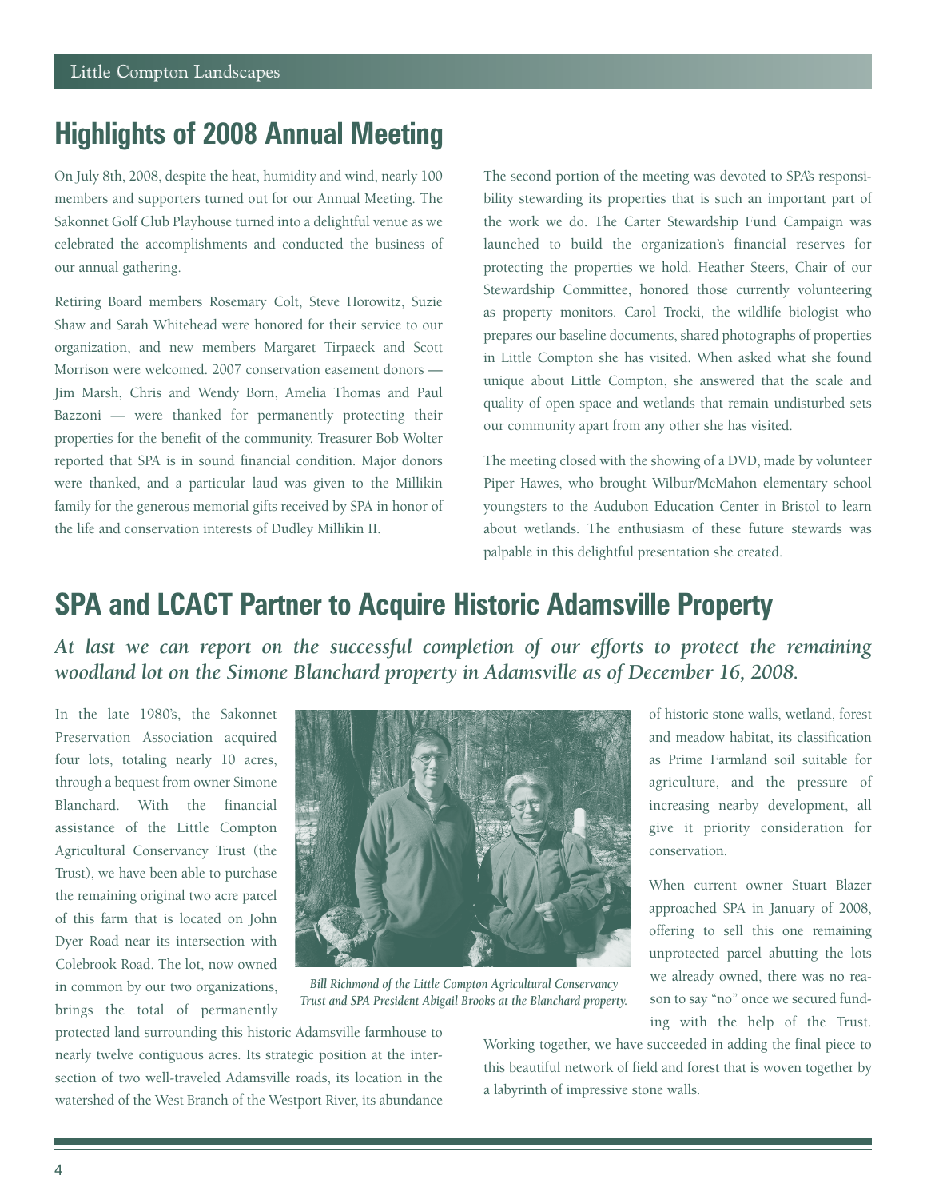## Highlights of 2008 Annual Meeting

On July 8th, 2008, despite the heat, humidity and wind, nearly 100 members and supporters turned out for our Annual Meeting. The Sakonnet Golf Club Playhouse turned into a delightful venue as we celebrated the accomplishments and conducted the business of our annual gathering.

Retiring Board members Rosemary Colt, Steve Horowitz, Suzie Shaw and Sarah Whitehead were honored for their service to our organization, and new members Margaret Tirpaeck and Scott Morrison were welcomed. 2007 conservation easement donors — Jim Marsh, Chris and Wendy Born, Amelia Thomas and Paul Bazzoni — were thanked for permanently protecting their properties for the benefit of the community. Treasurer Bob Wolter reported that SPA is in sound financial condition. Major donors were thanked, and a particular laud was given to the Millikin family for the generous memorial gifts received by SPA in honor of the life and conservation interests of Dudley Millikin II.

The second portion of the meeting was devoted to SPA's responsibility stewarding its properties that is such an important part of the work we do. The Carter Stewardship Fund Campaign was launched to build the organization's financial reserves for protecting the properties we hold. Heather Steers, Chair of our Stewardship Committee, honored those currently volunteering as property monitors. Carol Trocki, the wildlife biologist who prepares our baseline documents, shared photographs of properties in Little Compton she has visited. When asked what she found unique about Little Compton, she answered that the scale and quality of open space and wetlands that remain undisturbed sets our community apart from any other she has visited.

The meeting closed with the showing of a DVD, made by volunteer Piper Hawes, who brought Wilbur/McMahon elementary school youngsters to the Audubon Education Center in Bristol to learn about wetlands. The enthusiasm of these future stewards was palpable in this delightful presentation she created.

## SPA and LCACT Partner to Acquire Historic Adamsville Property

***At last we can report on the successful completion of our efforts to protect the remaining woodland lot on the Simone Blanchard property in Adamsville as of December 16, 2008.***

In the late 1980's, the Sakonnet Preservation Association acquired four lots, totaling nearly 10 acres, through a bequest from owner Simone Blanchard. With the financial assistance of the Little Compton Agricultural Conservancy Trust (the Trust), we have been able to purchase the remaining original two acre parcel of this farm that is located on John Dyer Road near its intersection with Colebrook Road. The lot, now owned in common by our two organizations, brings the total of permanently protected land surrounding this historic Adamsville farmhouse to nearly twelve contiguous acres. Its strategic position at the intersection of two well-traveled Adamsville roads, its location in the watershed of the West Branch of the Westport River, its abundance of historic stone walls, wetland, forest and meadow habitat, its classification as Prime Farmland soil suitable for agriculture, and the pressure of increasing nearby development, all give it priority consideration for conservation.

*Bill Richmond of the Little Compton Agricultural Conservancy Trust and SPA President Abigail Brooks at the Blanchard property.*

When current owner Stuart Blazer approached SPA in January of 2008, offering to sell this one remaining unprotected parcel abutting the lots we already owned, there was no reason to say "no" once we secured funding with the help of the Trust. Working together, we have succeeded in adding the final piece to this beautiful network of field and forest that is woven together by a labyrinth of impressive stone walls.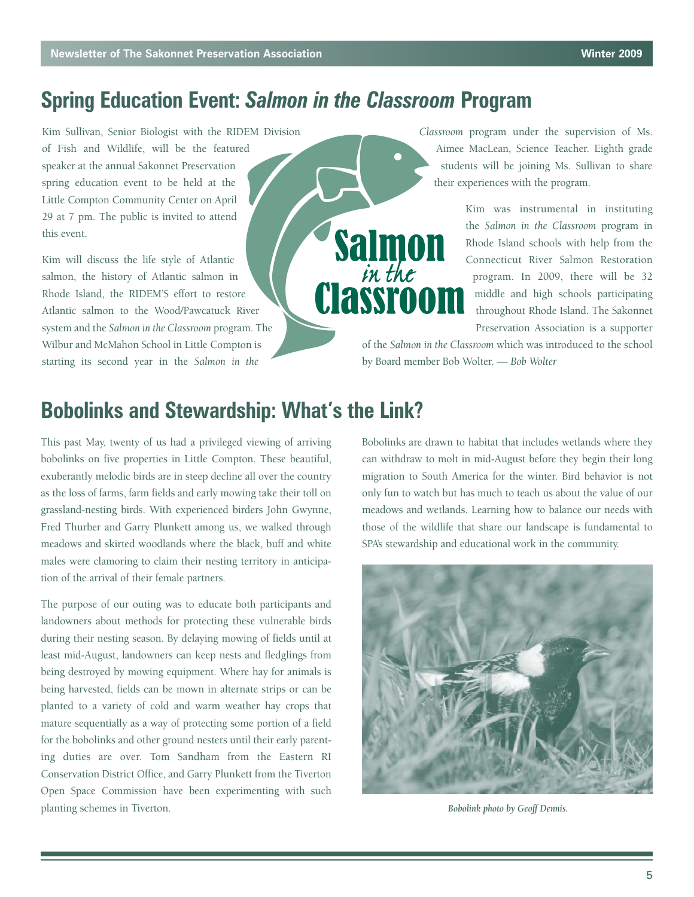## Spring Education Event: *Salmon in the Classroom* Program

Kim Sullivan, Senior Biologist with the RIDEM Division of Fish and Wildlife, will be the featured speaker at the annual Sakonnet Preservation spring education event to be held at the Little Compton Community Center on April 29 at 7 pm. The public is invited to attend this event.

Kim will discuss the life style of Atlantic salmon, the history of Atlantic salmon in Rhode Island, the RIDEM'S effort to restore Atlantic salmon to the Wood/Pawcatuck River system and the *Salmon in the Classroom* program. The Wilbur and McMahon School in Little Compton is starting its second year in the *Salmon in the Classroom* program under the supervision of Ms. Aimee MacLean, Science Teacher. Eighth grade students will be joining Ms. Sullivan to share their experiences with the program.

Kim was instrumental in instituting the *Salmon in the Classroom* program in Rhode Island schools with help from the Connecticut River Salmon Restoration program. In 2009, there will be 32 middle and high schools participating throughout Rhode Island. The Sakonnet Preservation Association is a supporter of the *Salmon in the Classroom* which was introduced to the school by Board member Bob Wolter. — *Bob Wolter*

## Bobolinks and Stewardship: What's the Link?

This past May, twenty of us had a privileged viewing of arriving bobolinks on five properties in Little Compton. These beautiful, exuberantly melodic birds are in steep decline all over the country as the loss of farms, farm fields and early mowing take their toll on grassland-nesting birds. With experienced birders John Gwynne, Fred Thurber and Garry Plunkett among us, we walked through meadows and skirted woodlands where the black, buff and white males were clamoring to claim their nesting territory in anticipation of the arrival of their female partners.

The purpose of our outing was to educate both participants and landowners about methods for protecting these vulnerable birds during their nesting season. By delaying mowing of fields until at least mid-August, landowners can keep nests and fledglings from being destroyed by mowing equipment. Where hay for animals is being harvested, fields can be mown in alternate strips or can be planted to a variety of cold and warm weather hay crops that mature sequentially as a way of protecting some portion of a field for the bobolinks and other ground nesters until their early parenting duties are over. Tom Sandham from the Eastern RI Conservation District Office, and Garry Plunkett from the Tiverton Open Space Commission have been experimenting with such planting schemes in Tiverton.

Bobolinks are drawn to habitat that includes wetlands where they can withdraw to molt in mid-August before they begin their long migration to South America for the winter. Bird behavior is not only fun to watch but has much to teach us about the value of our meadows and wetlands. Learning how to balance our needs with those of the wildlife that share our landscape is fundamental to SPA's stewardship and educational work in the community.

*Bobolink photo by Geoff Dennis.*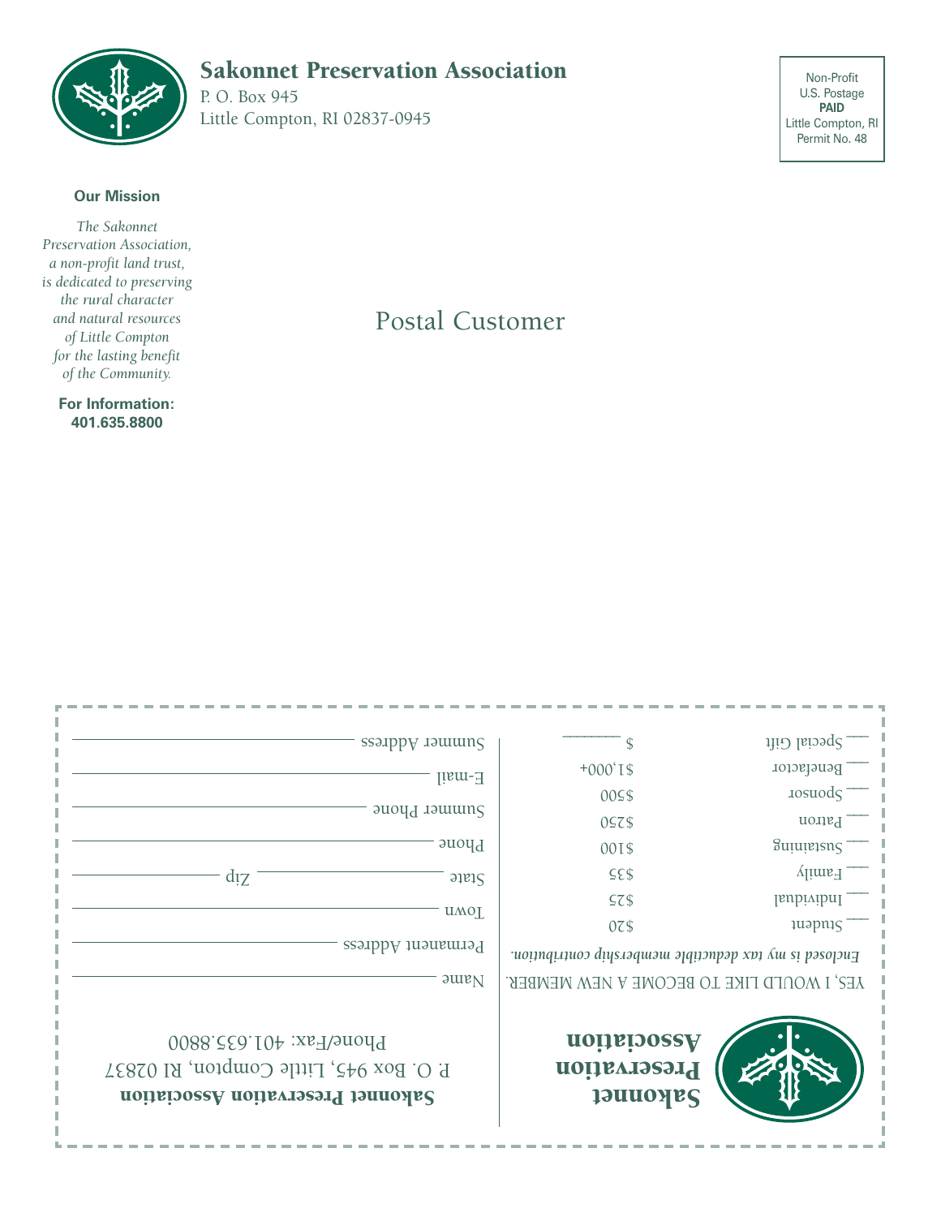## Sakonnet Preservation Association

P. O. Box 945
Little Compton, RI 02837-0945

Non-Profit
U.S. Postage
**PAID**
Little Compton, RI
Permit No. 48

**Our Mission**

*The Sakonnet Preservation Association, a non-profit land trust, is dedicated to preserving the rural character and natural resources of Little Compton for the lasting benefit of the Community.*

**For Information:**
**401.635.8800**

Postal Customer

---

**Sakonnet Preservation Association**

YES, I WOULD LIKE TO BECOME A NEW MEMBER.

*Enclosed is my tax deductible membership contribution.*

| | |
|---|---|
| ___ Student | $20 |
| ___ Individual | $25 |
| ___ Family | $35 |
| ___ Sustaining | $100 |
| ___ Patron | $250 |
| ___ Sponsor | $500 |
| ___ Benefactor | $1,000+ |
| ___ Special Gift | $ ______ |

**Sakonnet Preservation Association**
P. O. Box 945, Little Compton, RI 02837
Phone/Fax: 401.635.8800

Name ______________________________

Permanent Address ______________________________

Town ______________________________

State ______________ Zip ______________

Phone ______________________________

Summer Phone ______________________________

E-mail ______________________________

Summer Address ______________________________